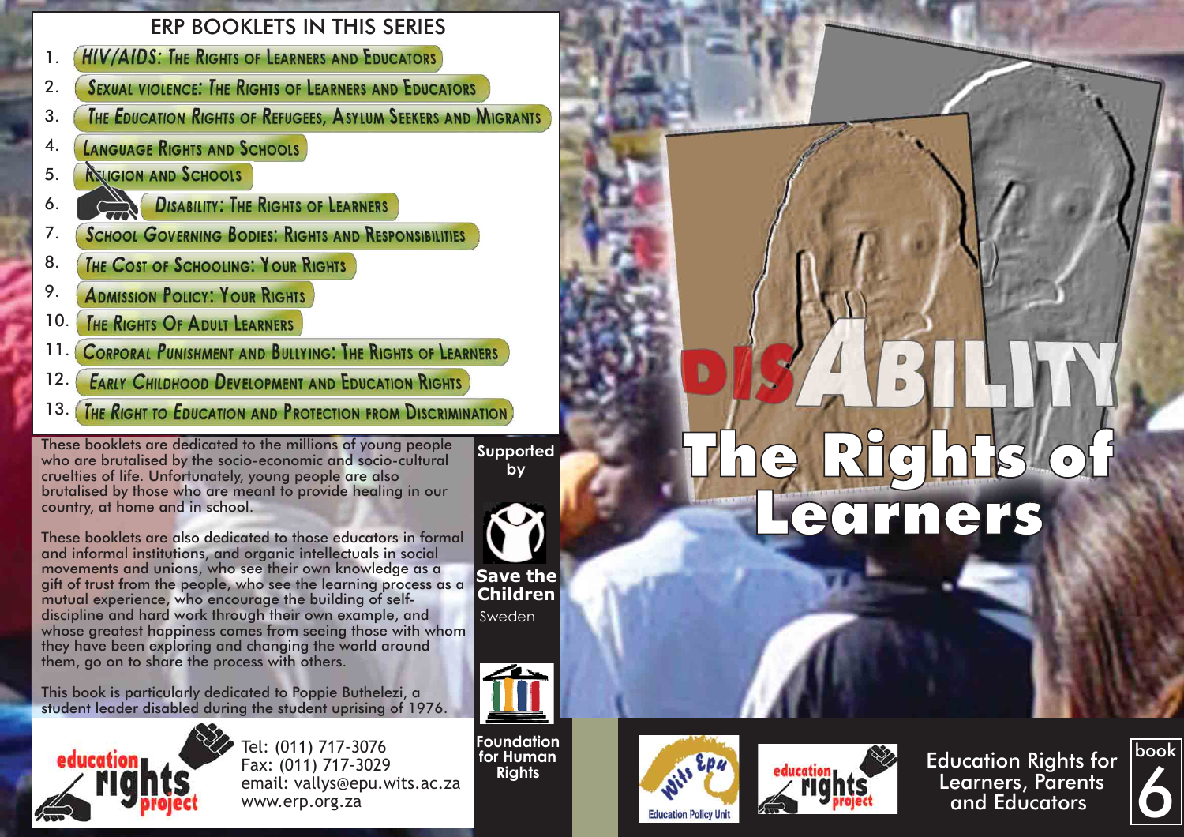# DISABILITY: The Rights of Learners

Education Rights for Learners, Parents and Educators

book 6

## ERP BOOKLETS IN THIS SERIES

1. HIV/AIDS: The Rights of Learners and Educators
2. Sexual Violence: The Rights of Learners and Educators
3. The Education Rights of Refugees, Asylum Seekers and Migrants
4. Language Rights and Schools
5. Religion and Schools
6. Disability: The Rights of Learners
7. School Governing Bodies: Rights and Responsibilities
8. The Cost of Schooling: Your Rights
9. Admission Policy: Your Rights
10. The Rights Of Adult Learners
11. Corporal Punishment and Bullying: The Rights of Learners
12. Early Childhood Development and Education Rights
13. The Right to Education and Protection from Discrimination

These booklets are dedicated to the millions of young people who are brutalised by the socio-economic and socio-cultural cruelties of life. Unfortunately, young people are also brutalised by those who are meant to provide healing in our country, at home and in school.

These booklets are also dedicated to those educators in formal and informal institutions, and organic intellectuals in social movements and unions, who see their own knowledge as a gift of trust from the people, who see the learning process as a mutual experience, who encourage the building of self-discipline and hard work through their own example, and whose greatest happiness comes from seeing those with whom they have been exploring and changing the world around them, go on to share the process with others.

This book is particularly dedicated to Poppie Buthelezi, a student leader disabled during the student uprising of 1976.

Supported by

Save the Children Sweden

Foundation for Human Rights

education rights project

Tel: (011) 717-3076
Fax: (011) 717-3029
email: vallys@epu.wits.ac.za
www.erp.org.za

Wits Epu — Education Policy Unit

education rights project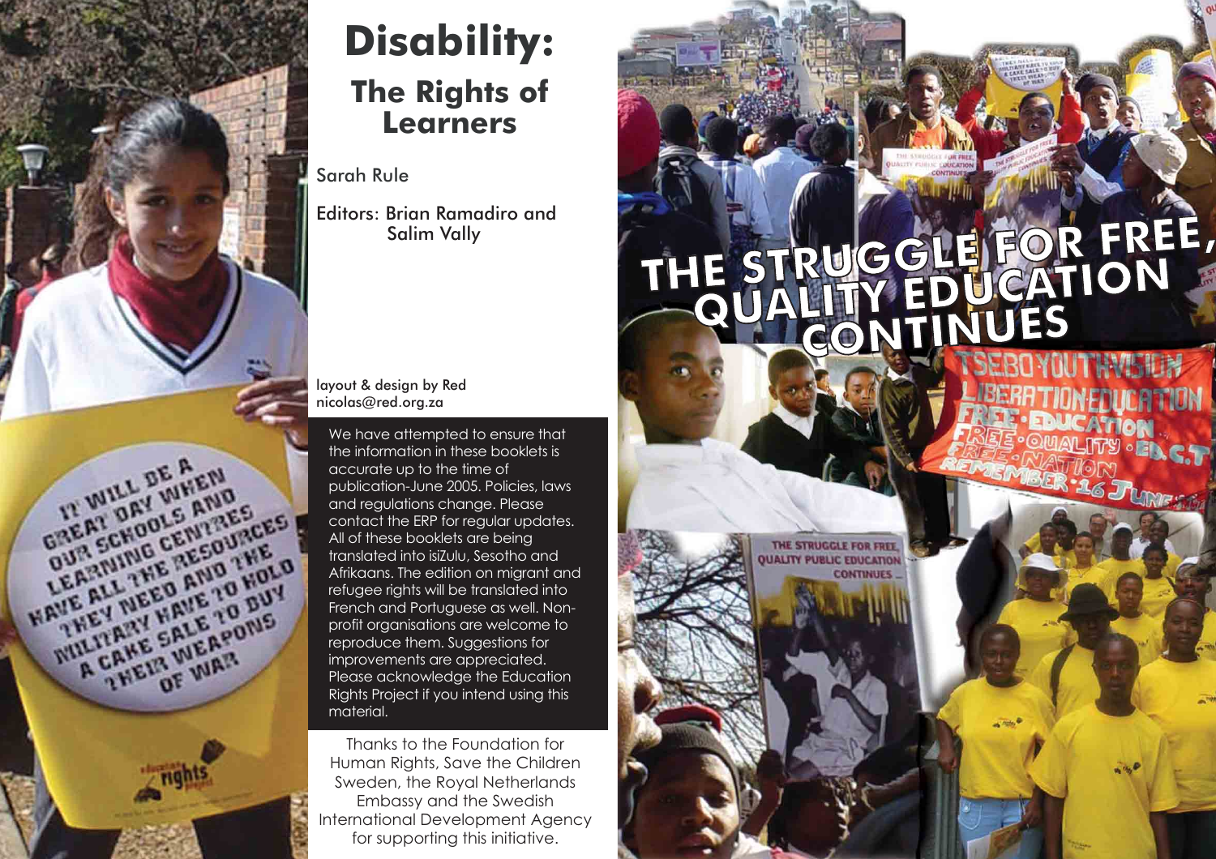# Disability:

## The Rights of Learners

Sarah Rule

Editors: Brian Ramadiro and Salim Vally

layout & design by Red
nicolas@red.org.za

We have attempted to ensure that the information in these booklets is accurate up to the time of publication-June 2005. Policies, laws and regulations change. Please contact the ERP for regular updates. All of these booklets are being translated into isiZulu, Sesotho and Afrikaans. The edition on migrant and refugee rights will be translated into French and Portuguese as well. Non-profit organisations are welcome to reproduce them. Suggestions for improvements are appreciated. Please acknowledge the Education Rights Project if you intend using this material.

Thanks to the Foundation for Human Rights, Save the Children Sweden, the Royal Netherlands Embassy and the Swedish International Development Agency for supporting this initiative.

THE STRUGGLE FOR FREE, QUALITY EDUCATION CONTINUES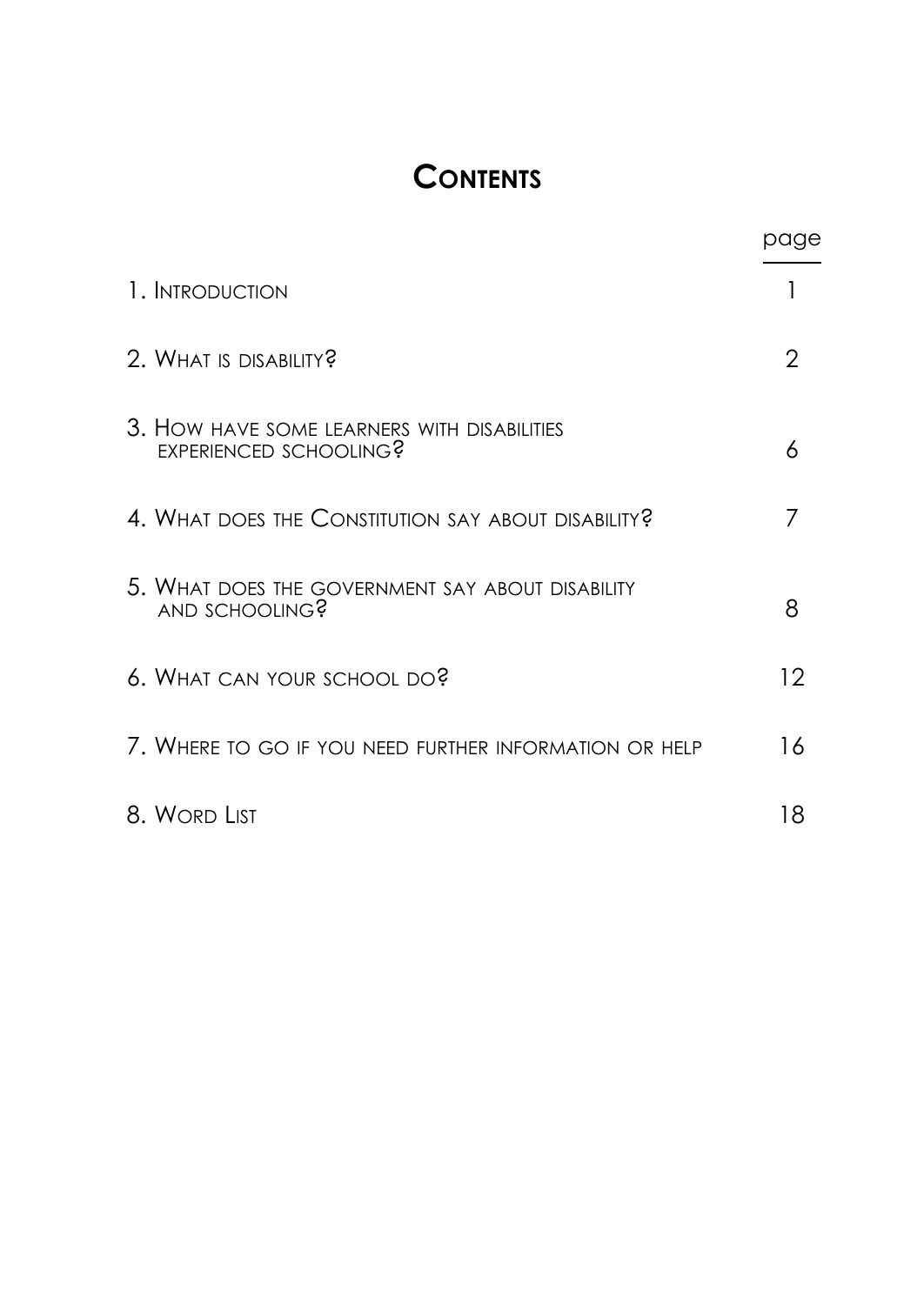# Contents

| | page |
|---|---|
| 1. Introduction | 1 |
| 2. What is disability? | 2 |
| 3. How have some learners with disabilities experienced schooling? | 6 |
| 4. What does the Constitution say about disability? | 7 |
| 5. What does the government say about disability and schooling? | 8 |
| 6. What can your school do? | 12 |
| 7. Where to go if you need further information or help | 16 |
| 8. Word List | 18 |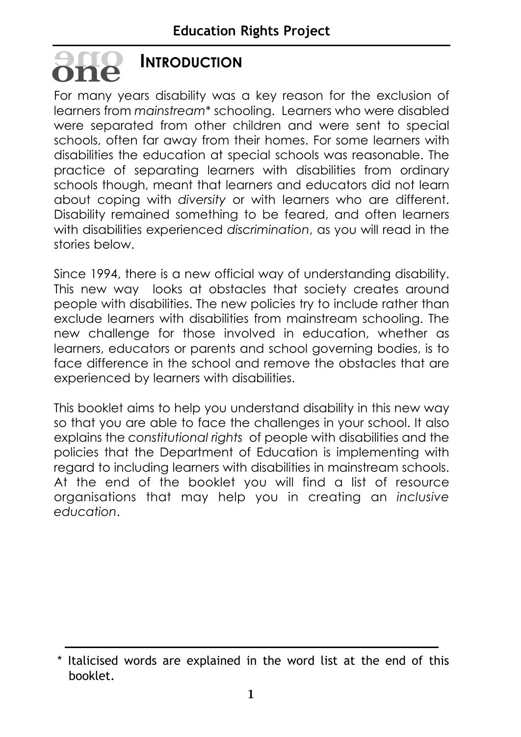# one INTRODUCTION

For many years disability was a key reason for the exclusion of learners from *mainstream** schooling. Learners who were disabled were separated from other children and were sent to special schools, often far away from their homes. For some learners with disabilities the education at special schools was reasonable. The practice of separating learners with disabilities from ordinary schools though, meant that learners and educators did not learn about coping with *diversity* or with learners who are different. Disability remained something to be feared, and often learners with disabilities experienced *discrimination*, as you will read in the stories below.

Since 1994, there is a new official way of understanding disability. This new way looks at obstacles that society creates around people with disabilities. The new policies try to include rather than exclude learners with disabilities from mainstream schooling. The new challenge for those involved in education, whether as learners, educators or parents and school governing bodies, is to face difference in the school and remove the obstacles that are experienced by learners with disabilities.

This booklet aims to help you understand disability in this new way so that you are able to face the challenges in your school. It also explains the *constitutional rights* of people with disabilities and the policies that the Department of Education is implementing with regard to including learners with disabilities in mainstream schools. At the end of the booklet you will find a list of resource organisations that may help you in creating an *inclusive education*.

---

\* Italicised words are explained in the word list at the end of this booklet.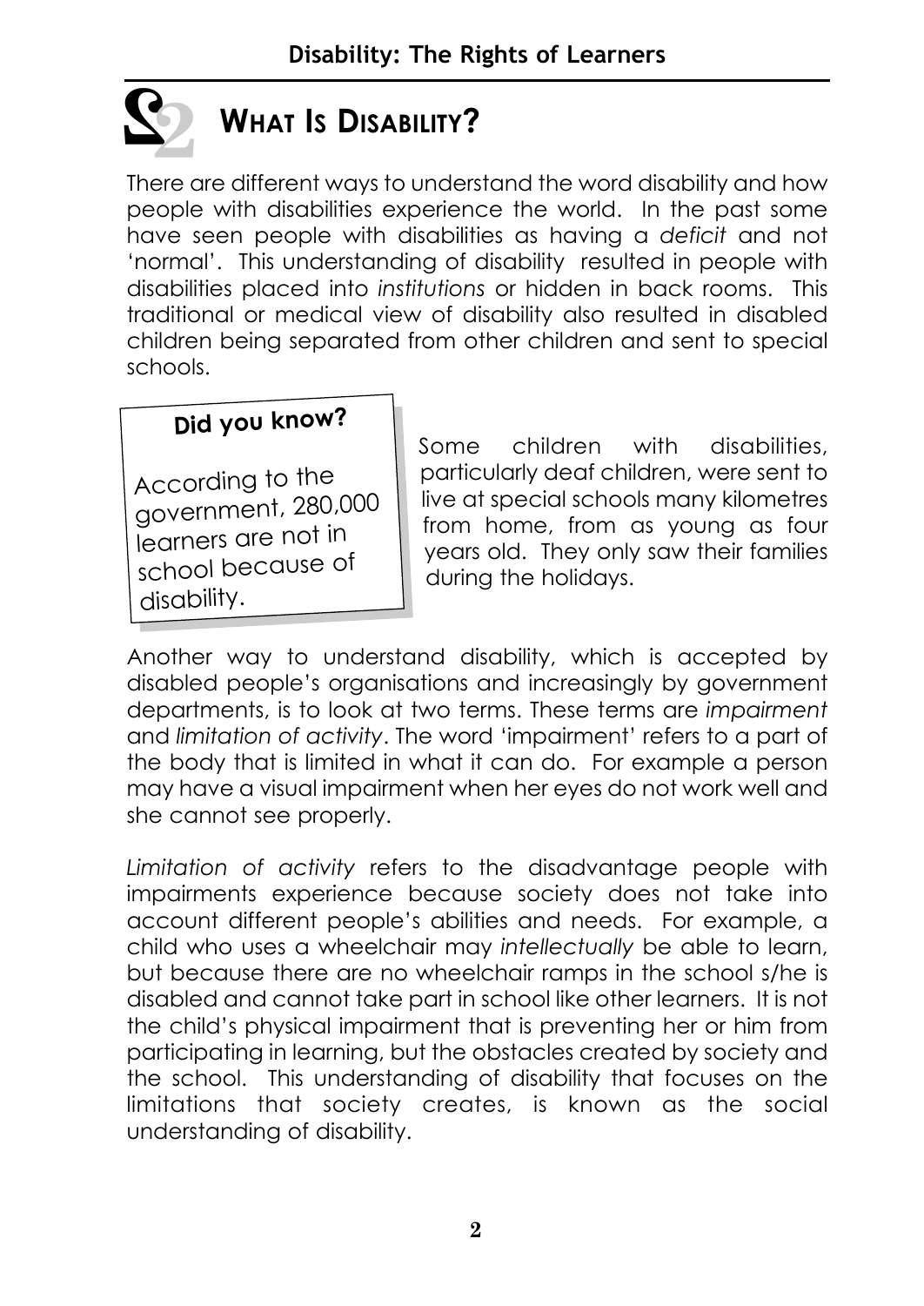# 2 WHAT IS DISABILITY?

There are different ways to understand the word disability and how people with disabilities experience the world. In the past some have seen people with disabilities as having a *deficit* and not 'normal'. This understanding of disability resulted in people with disabilities placed into *institutions* or hidden in back rooms. This traditional or medical view of disability also resulted in disabled children being separated from other children and sent to special schools.

> **Did you know?**
>
> According to the government, 280,000 learners are not in school because of disability.

Some children with disabilities, particularly deaf children, were sent to live at special schools many kilometres from home, from as young as four years old. They only saw their families during the holidays.

Another way to understand disability, which is accepted by disabled people's organisations and increasingly by government departments, is to look at two terms. These terms are *impairment* and *limitation of activity*. The word 'impairment' refers to a part of the body that is limited in what it can do. For example a person may have a visual impairment when her eyes do not work well and she cannot see properly.

*Limitation of activity* refers to the disadvantage people with impairments experience because society does not take into account different people's abilities and needs. For example, a child who uses a wheelchair may *intellectually* be able to learn, but because there are no wheelchair ramps in the school s/he is disabled and cannot take part in school like other learners. It is not the child's physical impairment that is preventing her or him from participating in learning, but the obstacles created by society and the school. This understanding of disability that focuses on the limitations that society creates, is known as the social understanding of disability.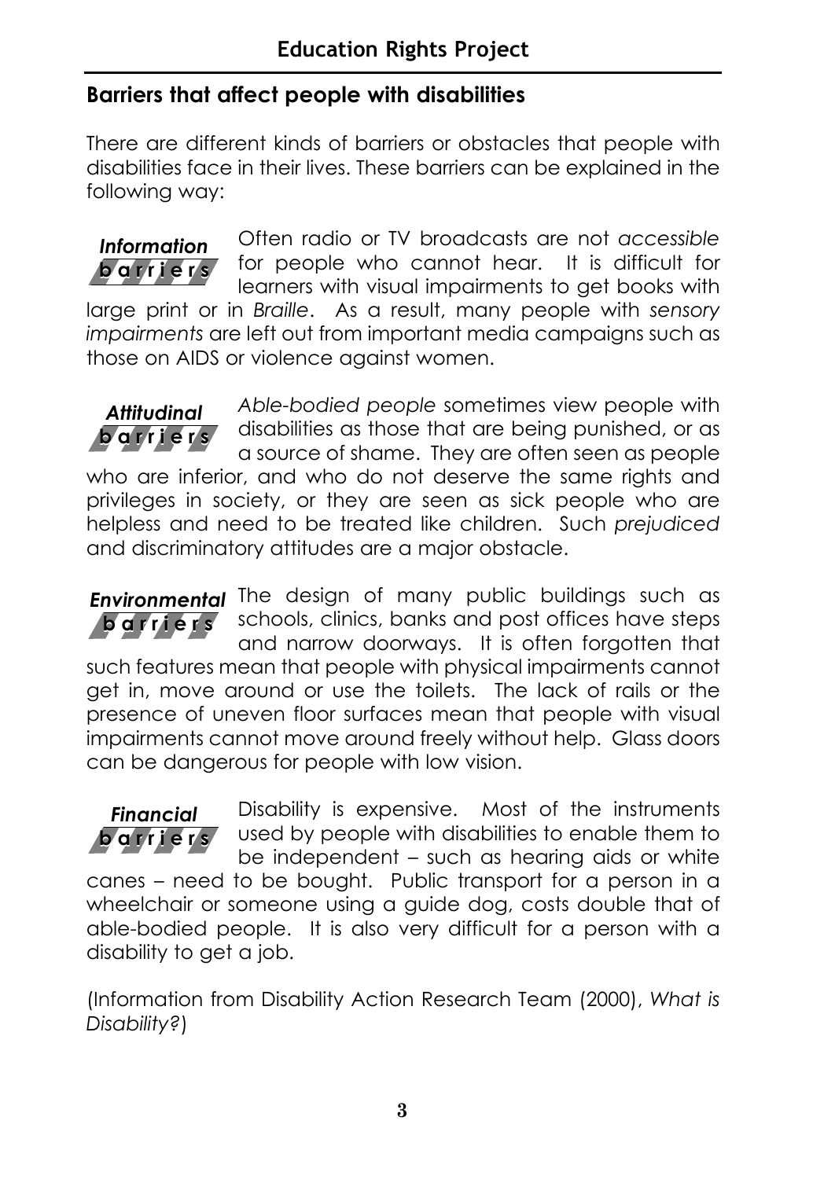## Barriers that affect people with disabilities

There are different kinds of barriers or obstacles that people with disabilities face in their lives. These barriers can be explained in the following way:

***Information* barriers** Often radio or TV broadcasts are not *accessible* for people who cannot hear. It is difficult for learners with visual impairments to get books with large print or in *Braille*. As a result, many people with *sensory impairments* are left out from important media campaigns such as those on AIDS or violence against women.

***Attitudinal* barriers** *Able-bodied people* sometimes view people with disabilities as those that are being punished, or as a source of shame. They are often seen as people who are inferior, and who do not deserve the same rights and privileges in society, or they are seen as sick people who are helpless and need to be treated like children. Such *prejudiced* and discriminatory attitudes are a major obstacle.

***Environmental* barriers** The design of many public buildings such as schools, clinics, banks and post offices have steps and narrow doorways. It is often forgotten that such features mean that people with physical impairments cannot get in, move around or use the toilets. The lack of rails or the presence of uneven floor surfaces mean that people with visual impairments cannot move around freely without help. Glass doors can be dangerous for people with low vision.

***Financial* barriers** Disability is expensive. Most of the instruments used by people with disabilities to enable them to be independent – such as hearing aids or white canes – need to be bought. Public transport for a person in a wheelchair or someone using a guide dog, costs double that of able-bodied people. It is also very difficult for a person with a disability to get a job.

(Information from Disability Action Research Team (2000), *What is Disability?*)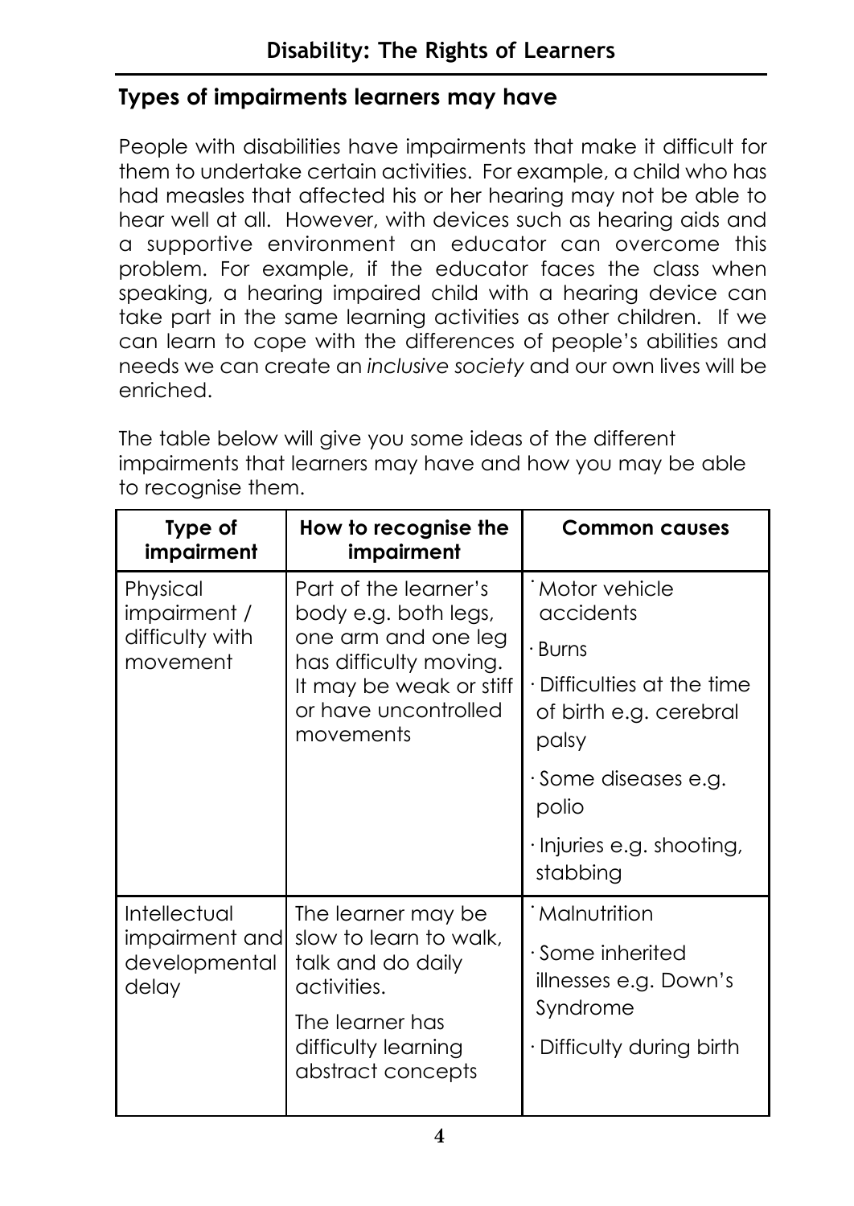### Types of impairments learners may have

People with disabilities have impairments that make it difficult for them to undertake certain activities. For example, a child who has had measles that affected his or her hearing may not be able to hear well at all. However, with devices such as hearing aids and a supportive environment an educator can overcome this problem. For example, if the educator faces the class when speaking, a hearing impaired child with a hearing device can take part in the same learning activities as other children. If we can learn to cope with the differences of people's abilities and needs we can create an *inclusive society* and our own lives will be enriched.

The table below will give you some ideas of the different impairments that learners may have and how you may be able to recognise them.

| Type of impairment | How to recognise the impairment | Common causes |
|---|---|---|
| Physical impairment / difficulty with movement | Part of the learner's body e.g. both legs, one arm and one leg has difficulty moving. It may be weak or stiff or have uncontrolled movements | · Motor vehicle accidents<br>· Burns<br>· Difficulties at the time of birth e.g. cerebral palsy<br>· Some diseases e.g. polio<br>· Injuries e.g. shooting, stabbing |
| Intellectual impairment and developmental delay | The learner may be slow to learn to walk, talk and do daily activities.<br>The learner has difficulty learning abstract concepts | · Malnutrition<br>· Some inherited illnesses e.g. Down's Syndrome<br>· Difficulty during birth |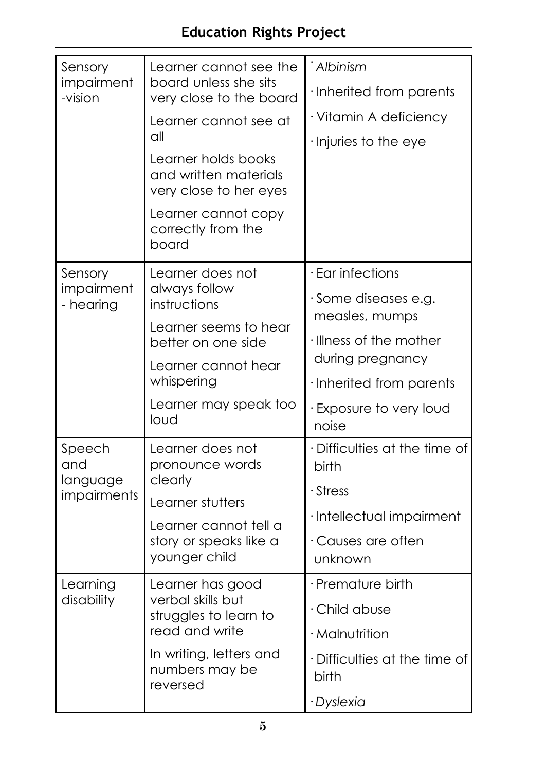| | | |
|---|---|---|
| Sensory impairment -vision | Learner cannot see the board unless she sits very close to the board<br>Learner cannot see at all<br>Learner holds books and written materials very close to her eyes<br>Learner cannot copy correctly from the board | · *Albinism*<br>· Inherited from parents<br>· Vitamin A deficiency<br>· Injuries to the eye |
| Sensory impairment - hearing | Learner does not always follow instructions<br>Learner seems to hear better on one side<br>Learner cannot hear whispering<br>Learner may speak too loud | · Ear infections<br>· Some diseases e.g. measles, mumps<br>· Illness of the mother during pregnancy<br>· Inherited from parents<br>· Exposure to very loud noise |
| Speech and language impairments | Learner does not pronounce words clearly<br>Learner stutters<br>Learner cannot tell a story or speaks like a younger child | · Difficulties at the time of birth<br>· Stress<br>· Intellectual impairment<br>· Causes are often unknown |
| Learning disability | Learner has good verbal skills but struggles to learn to read and write<br>In writing, letters and numbers may be reversed | · Premature birth<br>· Child abuse<br>· Malnutrition<br>· Difficulties at the time of birth<br>· *Dyslexia* |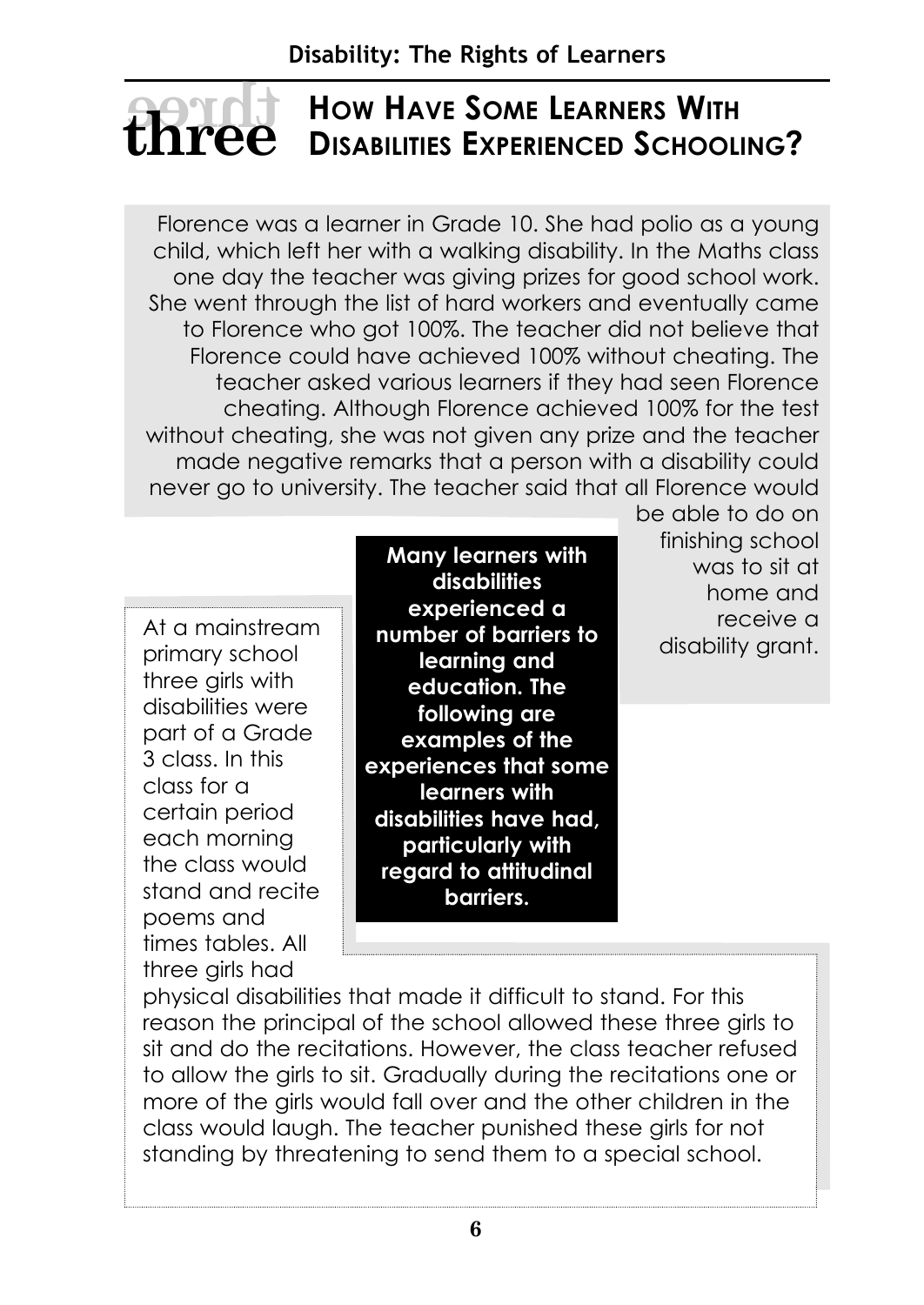# three How Have Some Learners With Disabilities Experienced Schooling?

Florence was a learner in Grade 10. She had polio as a young child, which left her with a walking disability. In the Maths class one day the teacher was giving prizes for good school work. She went through the list of hard workers and eventually came to Florence who got 100%. The teacher did not believe that Florence could have achieved 100% without cheating. The teacher asked various learners if they had seen Florence cheating. Although Florence achieved 100% for the test without cheating, she was not given any prize and the teacher made negative remarks that a person with a disability could never go to university. The teacher said that all Florence would be able to do on finishing school was to sit at home and receive a disability grant.

**Many learners with disabilities experienced a number of barriers to learning and education. The following are examples of the experiences that some learners with disabilities have had, particularly with regard to attitudinal barriers.**

At a mainstream primary school three girls with disabilities were part of a Grade 3 class. In this class for a certain period each morning the class would stand and recite poems and times tables. All three girls had physical disabilities that made it difficult to stand. For this reason the principal of the school allowed these three girls to sit and do the recitations. However, the class teacher refused to allow the girls to sit. Gradually during the recitations one or more of the girls would fall over and the other children in the class would laugh. The teacher punished these girls for not standing by threatening to send them to a special school.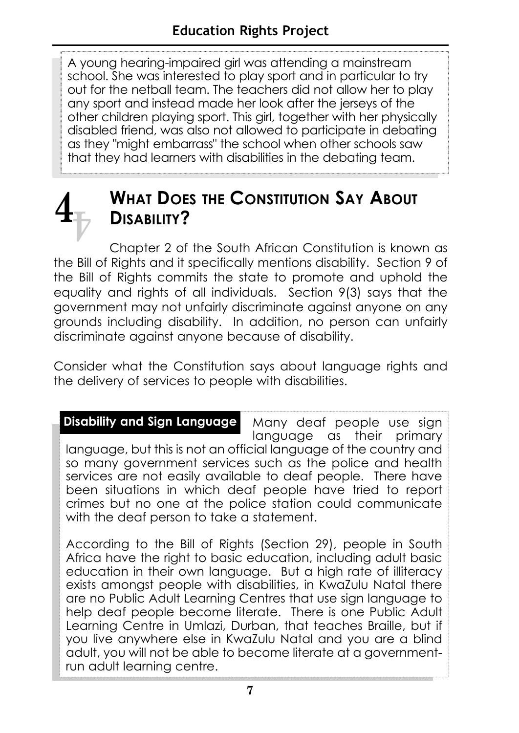A young hearing-impaired girl was attending a mainstream school. She was interested to play sport and in particular to try out for the netball team. The teachers did not allow her to play any sport and instead made her look after the jerseys of the other children playing sport. This girl, together with her physically disabled friend, was also not allowed to participate in debating as they "might embarrass" the school when other schools saw that they had learners with disabilities in the debating team.

## 4 What Does the Constitution Say About Disability?

Chapter 2 of the South African Constitution is known as the Bill of Rights and it specifically mentions disability. Section 9 of the Bill of Rights commits the state to promote and uphold the equality and rights of all individuals. Section 9(3) says that the government may not unfairly discriminate against anyone on any grounds including disability. In addition, no person can unfairly discriminate against anyone because of disability.

Consider what the Constitution says about language rights and the delivery of services to people with disabilities.

**Disability and Sign Language**

Many deaf people use sign language as their primary language, but this is not an official language of the country and so many government services such as the police and health services are not easily available to deaf people. There have been situations in which deaf people have tried to report crimes but no one at the police station could communicate with the deaf person to take a statement.

According to the Bill of Rights (Section 29), people in South Africa have the right to basic education, including adult basic education in their own language. But a high rate of illiteracy exists amongst people with disabilities, in KwaZulu Natal there are no Public Adult Learning Centres that use sign language to help deaf people become literate. There is one Public Adult Learning Centre in Umlazi, Durban, that teaches Braille, but if you live anywhere else in KwaZulu Natal and you are a blind adult, you will not be able to become literate at a government-run adult learning centre.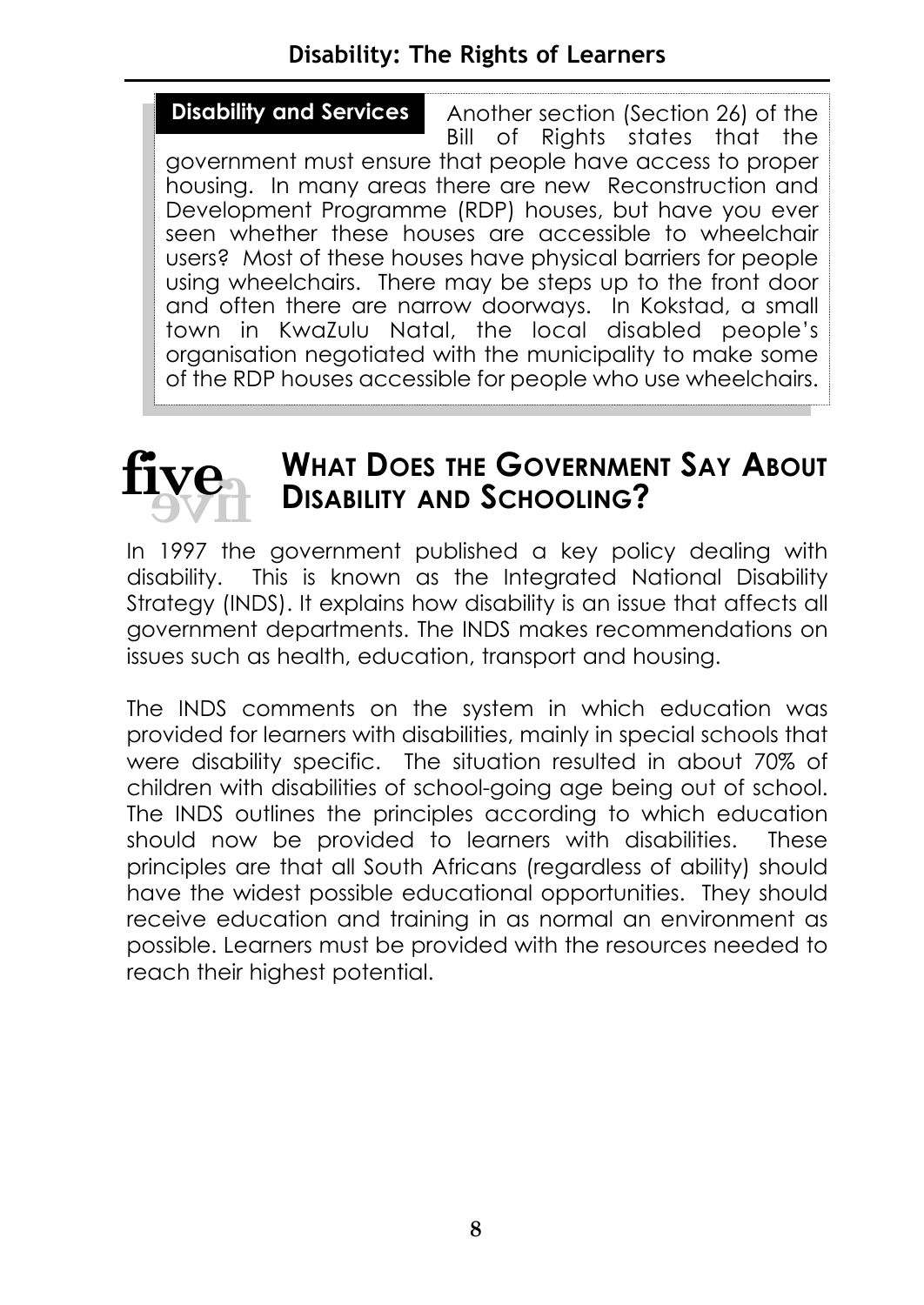**Disability and Services** Another section (Section 26) of the Bill of Rights states that the government must ensure that people have access to proper housing. In many areas there are new Reconstruction and Development Programme (RDP) houses, but have you ever seen whether these houses are accessible to wheelchair users? Most of these houses have physical barriers for people using wheelchairs. There may be steps up to the front door and often there are narrow doorways. In Kokstad, a small town in KwaZulu Natal, the local disabled people's organisation negotiated with the municipality to make some of the RDP houses accessible for people who use wheelchairs.

## five — What Does the Government Say About Disability and Schooling?

In 1997 the government published a key policy dealing with disability. This is known as the Integrated National Disability Strategy (INDS). It explains how disability is an issue that affects all government departments. The INDS makes recommendations on issues such as health, education, transport and housing.

The INDS comments on the system in which education was provided for learners with disabilities, mainly in special schools that were disability specific. The situation resulted in about 70% of children with disabilities of school-going age being out of school. The INDS outlines the principles according to which education should now be provided to learners with disabilities. These principles are that all South Africans (regardless of ability) should have the widest possible educational opportunities. They should receive education and training in as normal an environment as possible. Learners must be provided with the resources needed to reach their highest potential.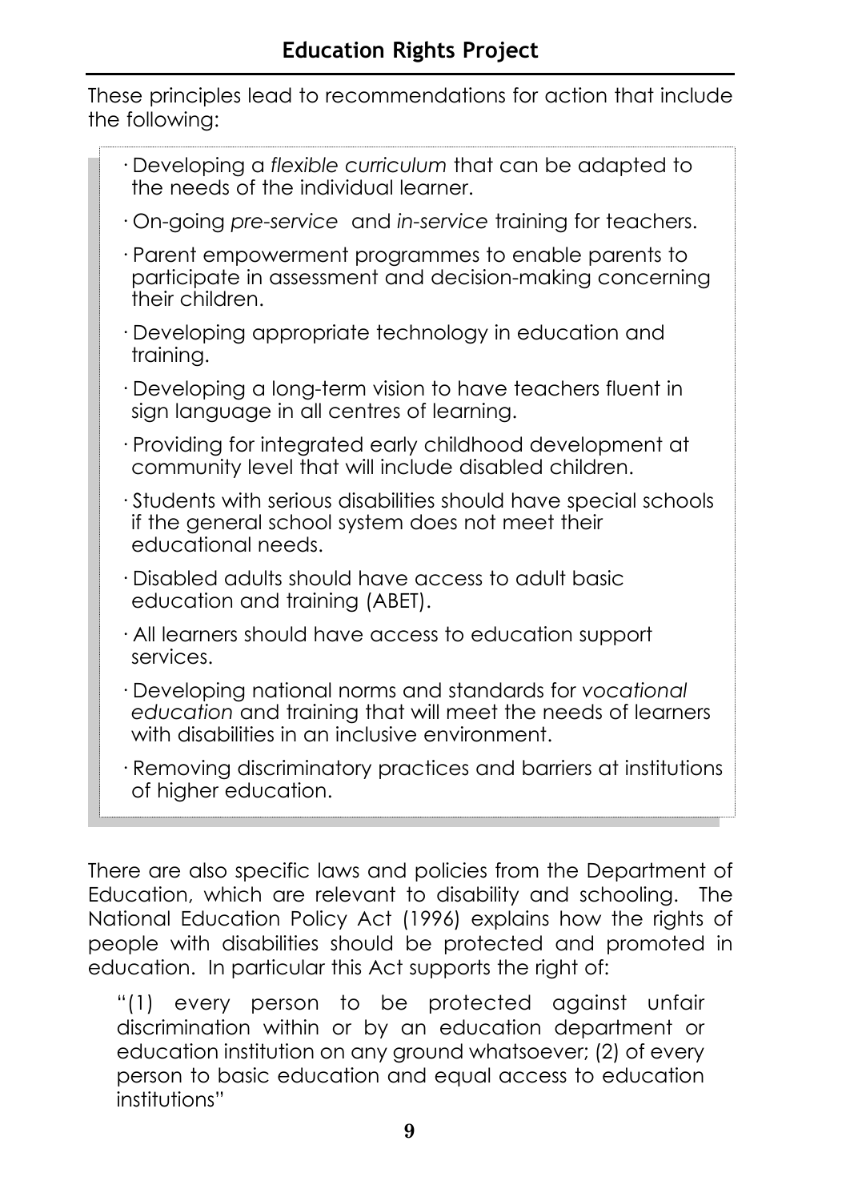These principles lead to recommendations for action that include the following:

- Developing a *flexible curriculum* that can be adapted to the needs of the individual learner.
- On-going *pre-service* and *in-service* training for teachers.
- Parent empowerment programmes to enable parents to participate in assessment and decision-making concerning their children.
- Developing appropriate technology in education and training.
- Developing a long-term vision to have teachers fluent in sign language in all centres of learning.
- Providing for integrated early childhood development at community level that will include disabled children.
- Students with serious disabilities should have special schools if the general school system does not meet their educational needs.
- Disabled adults should have access to adult basic education and training (ABET).
- All learners should have access to education support services.
- Developing national norms and standards for *vocational education* and training that will meet the needs of learners with disabilities in an inclusive environment.
- Removing discriminatory practices and barriers at institutions of higher education.

There are also specific laws and policies from the Department of Education, which are relevant to disability and schooling. The National Education Policy Act (1996) explains how the rights of people with disabilities should be protected and promoted in education. In particular this Act supports the right of:

> "(1) every person to be protected against unfair discrimination within or by an education department or education institution on any ground whatsoever; (2) of every person to basic education and equal access to education institutions"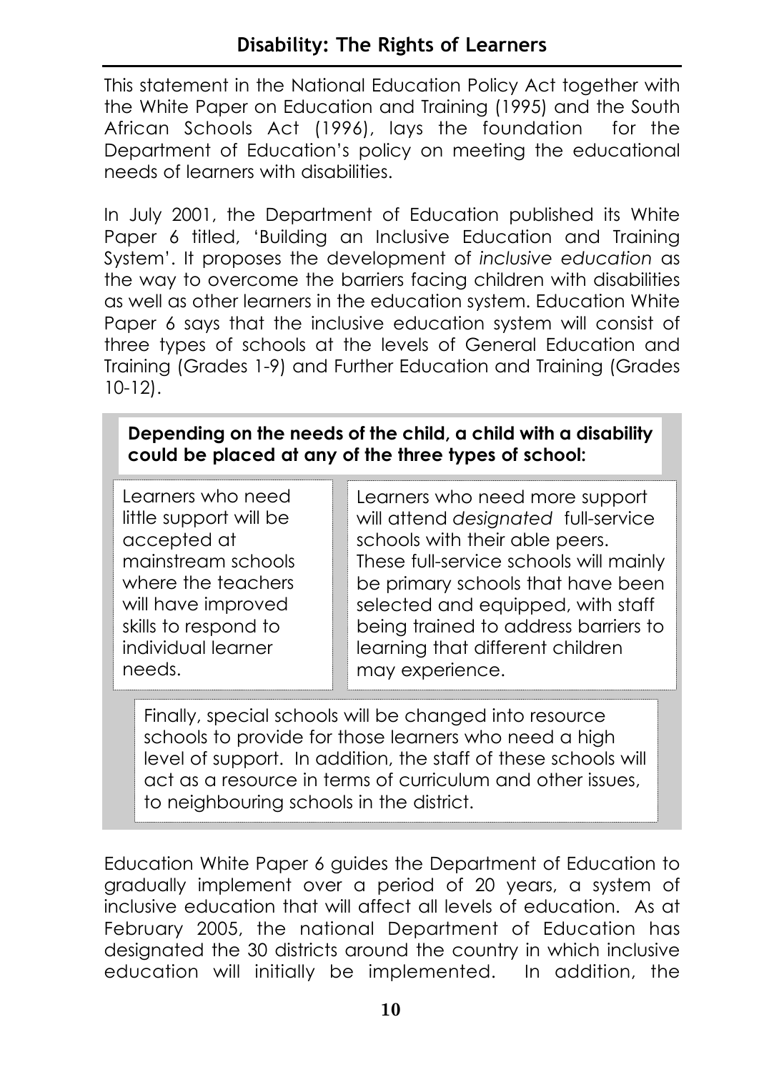This statement in the National Education Policy Act together with the White Paper on Education and Training (1995) and the South African Schools Act (1996), lays the foundation for the Department of Education's policy on meeting the educational needs of learners with disabilities.

In July 2001, the Department of Education published its White Paper 6 titled, 'Building an Inclusive Education and Training System'. It proposes the development of *inclusive education* as the way to overcome the barriers facing children with disabilities as well as other learners in the education system. Education White Paper 6 says that the inclusive education system will consist of three types of schools at the levels of General Education and Training (Grades 1-9) and Further Education and Training (Grades 10-12).

**Depending on the needs of the child, a child with a disability could be placed at any of the three types of school:**

Learners who need little support will be accepted at mainstream schools where the teachers will have improved skills to respond to individual learner needs.

Learners who need more support will attend *designated* full-service schools with their able peers. These full-service schools will mainly be primary schools that have been selected and equipped, with staff being trained to address barriers to learning that different children may experience.

Finally, special schools will be changed into resource schools to provide for those learners who need a high level of support. In addition, the staff of these schools will act as a resource in terms of curriculum and other issues, to neighbouring schools in the district.

Education White Paper 6 guides the Department of Education to gradually implement over a period of 20 years, a system of inclusive education that will affect all levels of education. As at February 2005, the national Department of Education has designated the 30 districts around the country in which inclusive education will initially be implemented. In addition, the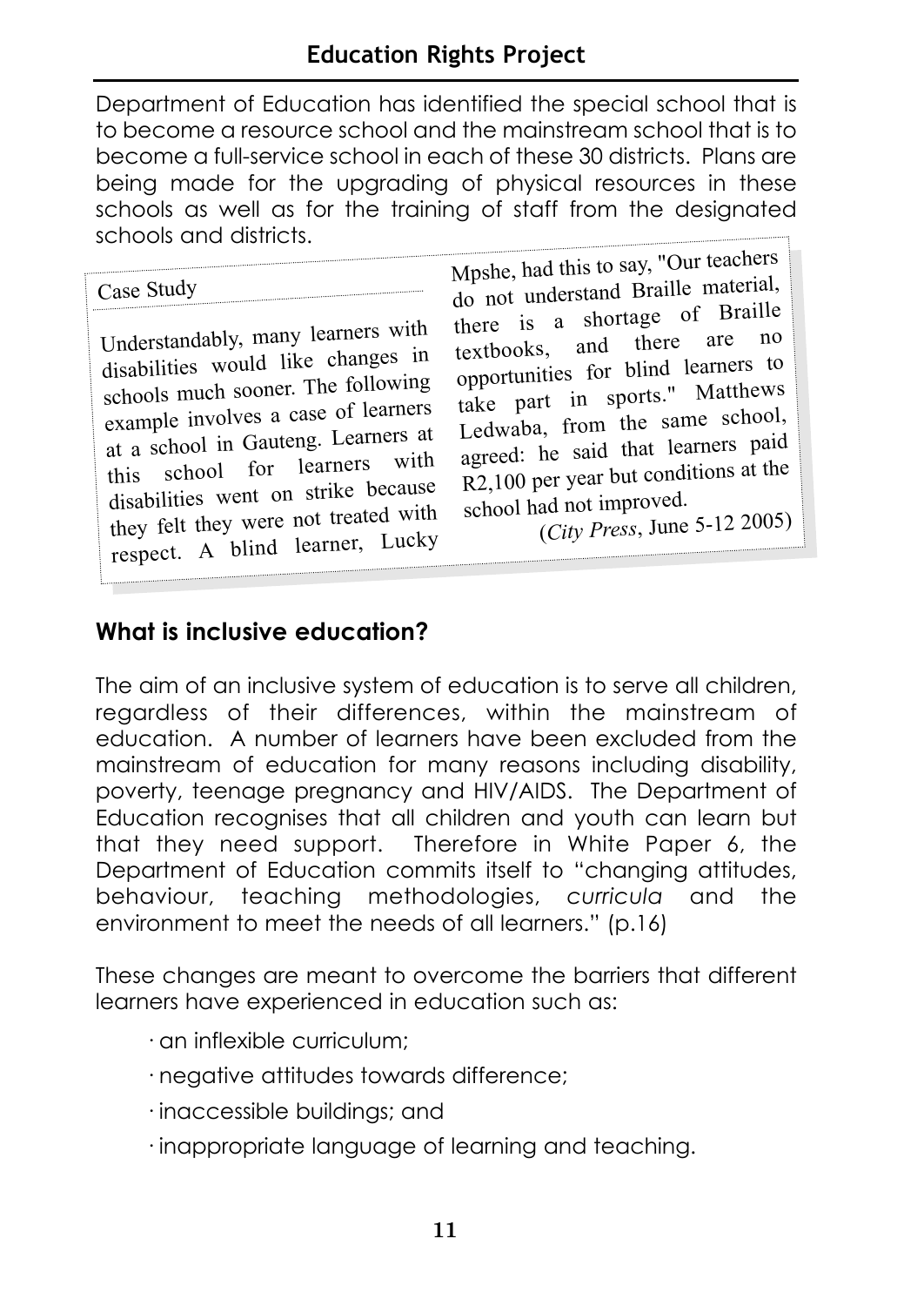Department of Education has identified the special school that is to become a resource school and the mainstream school that is to become a full-service school in each of these 30 districts. Plans are being made for the upgrading of physical resources in these schools as well as for the training of staff from the designated schools and districts.

> Case Study
>
> Understandably, many learners with disabilities would like changes in schools much sooner. The following example involves a case of learners at a school in Gauteng. Learners at this school for learners with disabilities went on strike because they felt they were not treated with respect. A blind learner, Lucky Mpshe, had this to say, "Our teachers do not understand Braille material, there is a shortage of Braille textbooks, and there are no opportunities for blind learners to take part in sports." Matthews Ledwaba, from the same school, agreed: he said that learners paid R2,100 per year but conditions at the school had not improved.
>
> (*City Press*, June 5-12 2005)

## What is inclusive education?

The aim of an inclusive system of education is to serve all children, regardless of their differences, within the mainstream of education. A number of learners have been excluded from the mainstream of education for many reasons including disability, poverty, teenage pregnancy and HIV/AIDS. The Department of Education recognises that all children and youth can learn but that they need support. Therefore in White Paper 6, the Department of Education commits itself to "changing attitudes, behaviour, teaching methodologies, *curricula* and the environment to meet the needs of all learners." (p.16)

These changes are meant to overcome the barriers that different learners have experienced in education such as:

- an inflexible curriculum;
- negative attitudes towards difference;
- inaccessible buildings; and
- inappropriate language of learning and teaching.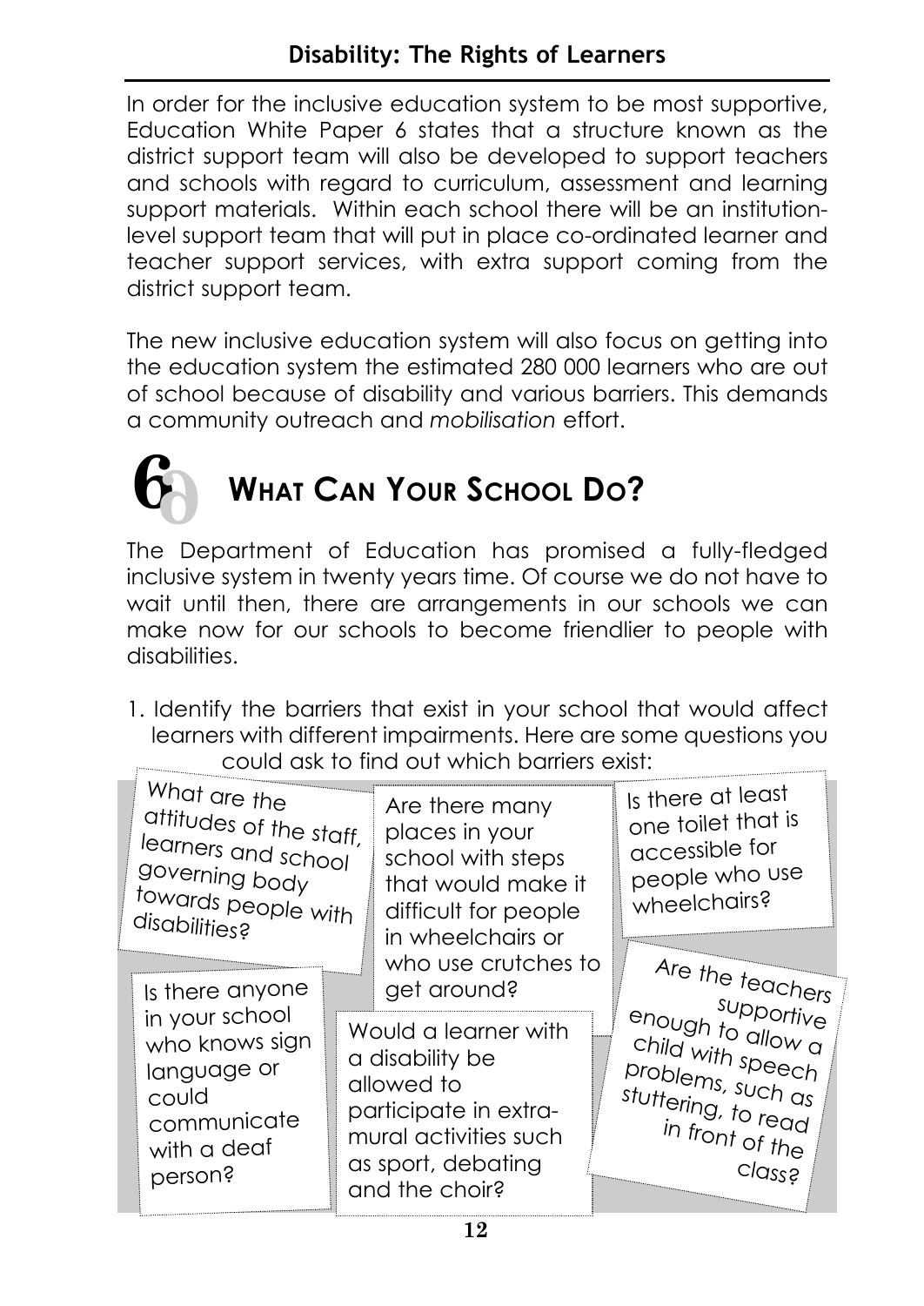In order for the inclusive education system to be most supportive, Education White Paper 6 states that a structure known as the district support team will also be developed to support teachers and schools with regard to curriculum, assessment and learning support materials. Within each school there will be an institution-level support team that will put in place co-ordinated learner and teacher support services, with extra support coming from the district support team.

The new inclusive education system will also focus on getting into the education system the estimated 280 000 learners who are out of school because of disability and various barriers. This demands a community outreach and *mobilisation* effort.

## 6 What Can Your School Do?

The Department of Education has promised a fully-fledged inclusive system in twenty years time. Of course we do not have to wait until then, there are arrangements in our schools we can make now for our schools to become friendlier to people with disabilities.

1. Identify the barriers that exist in your school that would affect learners with different impairments. Here are some questions you could ask to find out which barriers exist:

- What are the attitudes of the staff, learners and school governing body towards people with disabilities?
- Are there many places in your school with steps that would make it difficult for people in wheelchairs or who use crutches to get around?
- Is there at least one toilet that is accessible for people who use wheelchairs?
- Is there anyone in your school who knows sign language or could communicate with a deaf person?
- Would a learner with a disability be allowed to participate in extra-mural activities such as sport, debating and the choir?
- Are the teachers supportive enough to allow a child with speech problems, such as stuttering, to read in front of the class?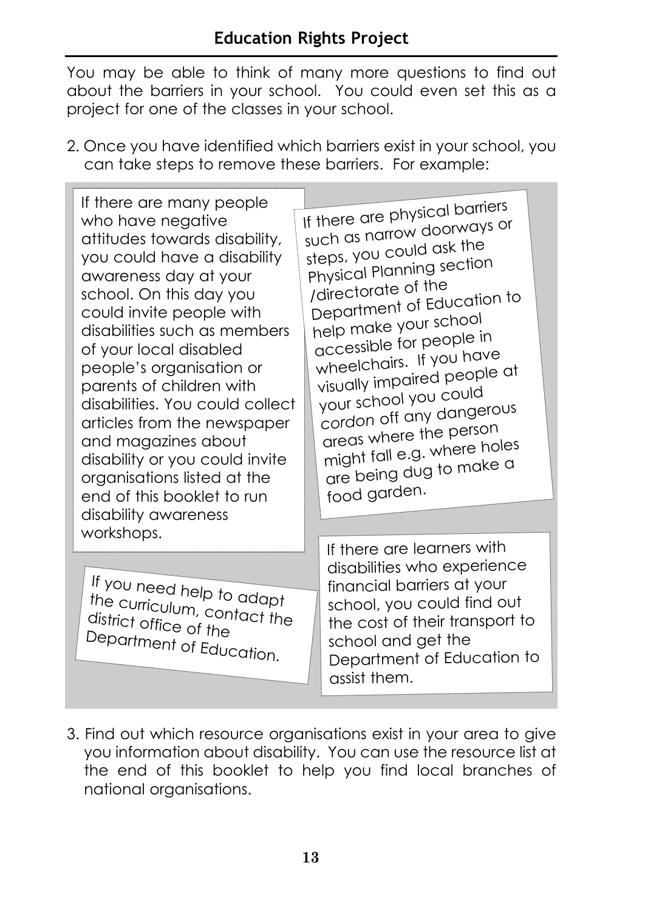You may be able to think of many more questions to find out about the barriers in your school. You could even set this as a project for one of the classes in your school.

2. Once you have identified which barriers exist in your school, you can take steps to remove these barriers. For example:

> If there are many people who have negative attitudes towards disability, you could have a disability awareness day at your school. On this day you could invite people with disabilities such as members of your local disabled people's organisation or parents of children with disabilities. You could collect articles from the newspaper and magazines about disability or you could invite organisations listed at the end of this booklet to run disability awareness workshops.

> If there are physical barriers such as narrow doorways or steps, you could ask the Physical Planning section /directorate of the Department of Education to help make your school accessible for people in wheelchairs. If you have visually impaired people at your school you could *cordon* off any dangerous areas where the person might fall e.g. where holes are being dug to make a food garden.

> If you need help to adapt the curriculum, contact the district office of the Department of Education.

> If there are learners with disabilities who experience financial barriers at your school, you could find out the cost of their transport to school and get the Department of Education to assist them.

3. Find out which resource organisations exist in your area to give you information about disability. You can use the resource list at the end of this booklet to help you find local branches of national organisations.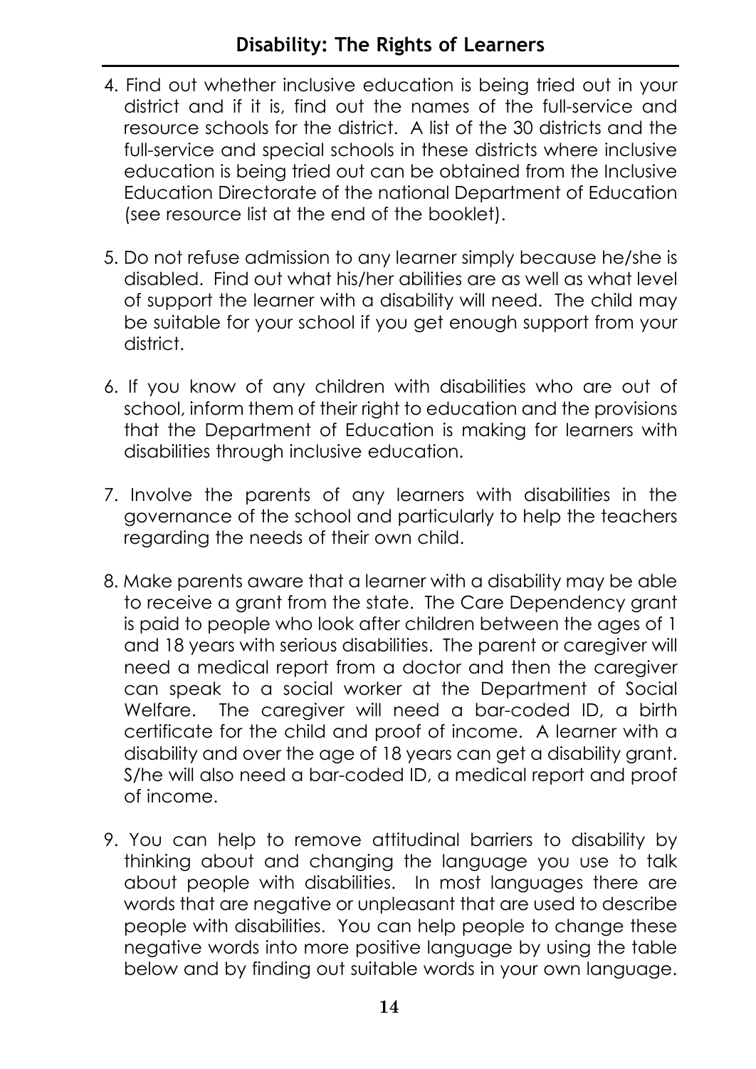4. Find out whether inclusive education is being tried out in your district and if it is, find out the names of the full-service and resource schools for the district. A list of the 30 districts and the full-service and special schools in these districts where inclusive education is being tried out can be obtained from the Inclusive Education Directorate of the national Department of Education (see resource list at the end of the booklet).

5. Do not refuse admission to any learner simply because he/she is disabled. Find out what his/her abilities are as well as what level of support the learner with a disability will need. The child may be suitable for your school if you get enough support from your district.

6. If you know of any children with disabilities who are out of school, inform them of their right to education and the provisions that the Department of Education is making for learners with disabilities through inclusive education.

7. Involve the parents of any learners with disabilities in the governance of the school and particularly to help the teachers regarding the needs of their own child.

8. Make parents aware that a learner with a disability may be able to receive a grant from the state. The Care Dependency grant is paid to people who look after children between the ages of 1 and 18 years with serious disabilities. The parent or caregiver will need a medical report from a doctor and then the caregiver can speak to a social worker at the Department of Social Welfare. The caregiver will need a bar-coded ID, a birth certificate for the child and proof of income. A learner with a disability and over the age of 18 years can get a disability grant. S/he will also need a bar-coded ID, a medical report and proof of income.

9. You can help to remove attitudinal barriers to disability by thinking about and changing the language you use to talk about people with disabilities. In most languages there are words that are negative or unpleasant that are used to describe people with disabilities. You can help people to change these negative words into more positive language by using the table below and by finding out suitable words in your own language.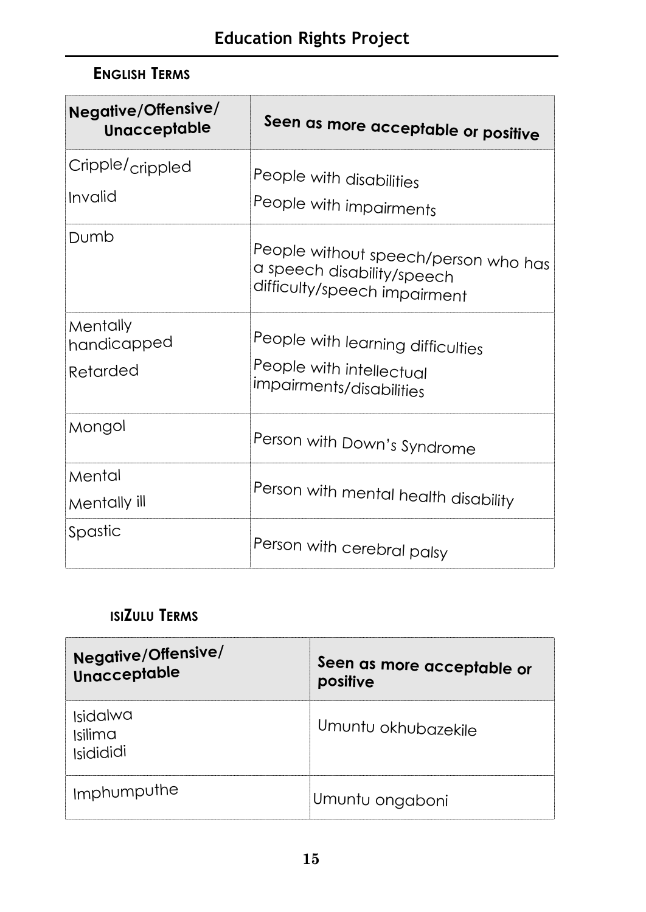### English Terms

| Negative/Offensive/ Unacceptable | Seen as more acceptable or positive |
|---|---|
| Cripple/crippled<br>Invalid | People with disabilities<br>People with impairments |
| Dumb | People without speech/person who has a speech disability/speech difficulty/speech impairment |
| Mentally handicapped<br>Retarded | People with learning difficulties<br>People with intellectual impairments/disabilities |
| Mongol | Person with Down's Syndrome |
| Mental<br>Mentally ill | Person with mental health disability |
| Spastic | Person with cerebral palsy |

### isiZulu Terms

| Negative/Offensive/ Unacceptable | Seen as more acceptable or positive |
|---|---|
| Isidalwa<br>Isilima<br>Isidididi | Umuntu okhubazekile |
| Imphumputhe | Umuntu ongaboni |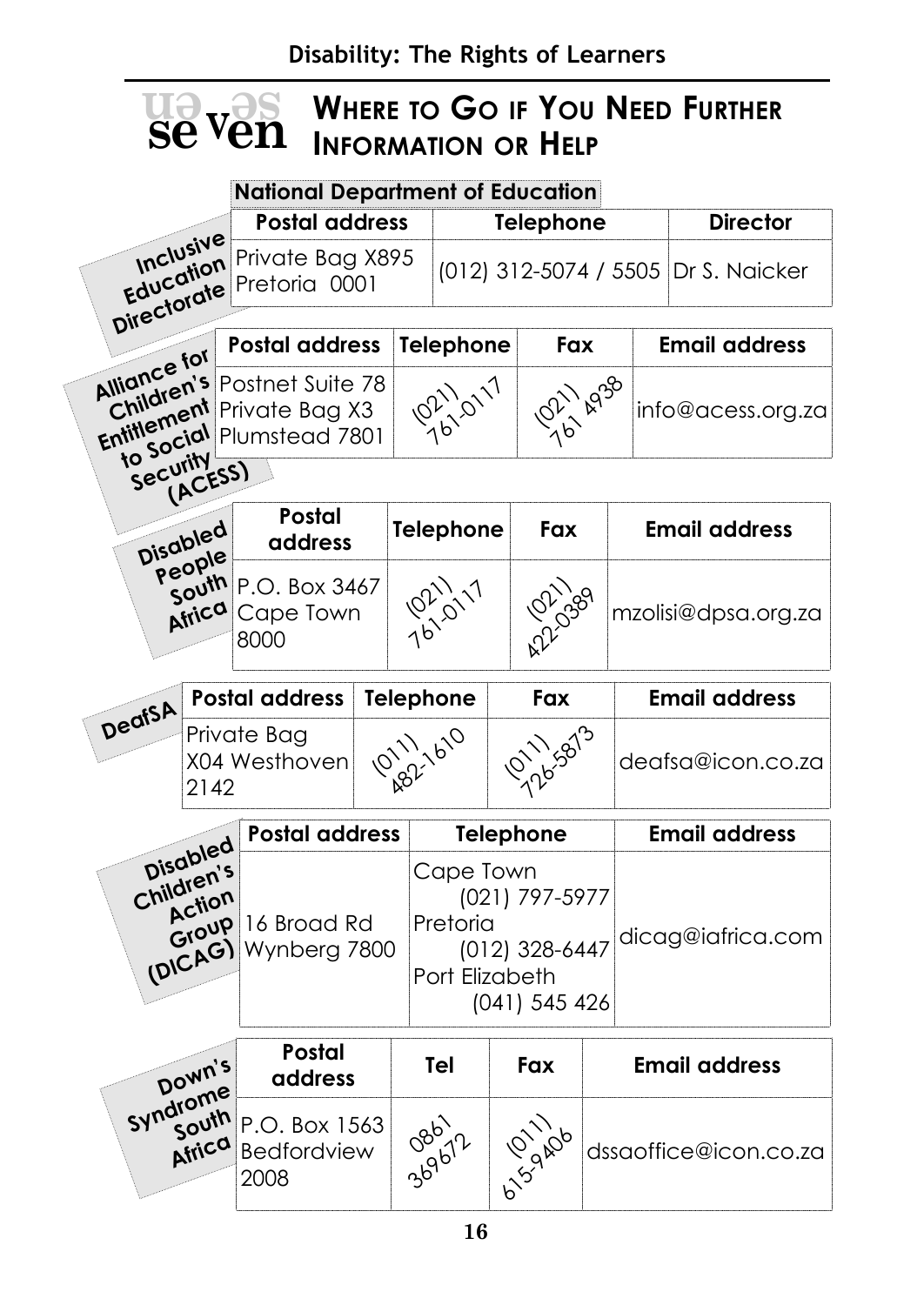# seven Where to Go if You Need Further Information or Help

**National Department of Education**

| | Postal address | Telephone | Director |
|---|---|---|---|
| Inclusive Education Directorate | Private Bag X895 Pretoria 0001 | (012) 312-5074 / 5505 | Dr S. Naicker |

| | Postal address | Telephone | Fax | Email address |
|---|---|---|---|---|
| Alliance for Children's Entitlement to Social Security (ACESS) | Postnet Suite 78 Private Bag X3 Plumstead 7801 | (021) 761-0117 | (021) 761 4938 | info@acess.org.za |

| | Postal address | Telephone | Fax | Email address |
|---|---|---|---|---|
| Disabled People South Africa | P.O. Box 3467 Cape Town 8000 | (021) 761-0117 | (021) 422-0389 | mzolisi@dpsa.org.za |

| | Postal address | Telephone | Fax | Email address |
|---|---|---|---|---|
| DeafSA | Private Bag X04 Westhoven 2142 | (011) 482-1610 | (011) 726-5873 | deafsa@icon.co.za |

| | Postal address | Telephone | Email address |
|---|---|---|---|
| Disabled Children's Action Group (DICAG) | 16 Broad Rd Wynberg 7800 | Cape Town (021) 797-5977<br>Pretoria (012) 328-6447<br>Port Elizabeth (041) 545 426 | dicag@iafrica.com |

| | Postal address | Tel | Fax | Email address |
|---|---|---|---|---|
| Down's Syndrome South Africa | P.O. Box 1563 Bedfordview 2008 | 0861 369672 | (011) 615-9406 | dssaoffice@icon.co.za |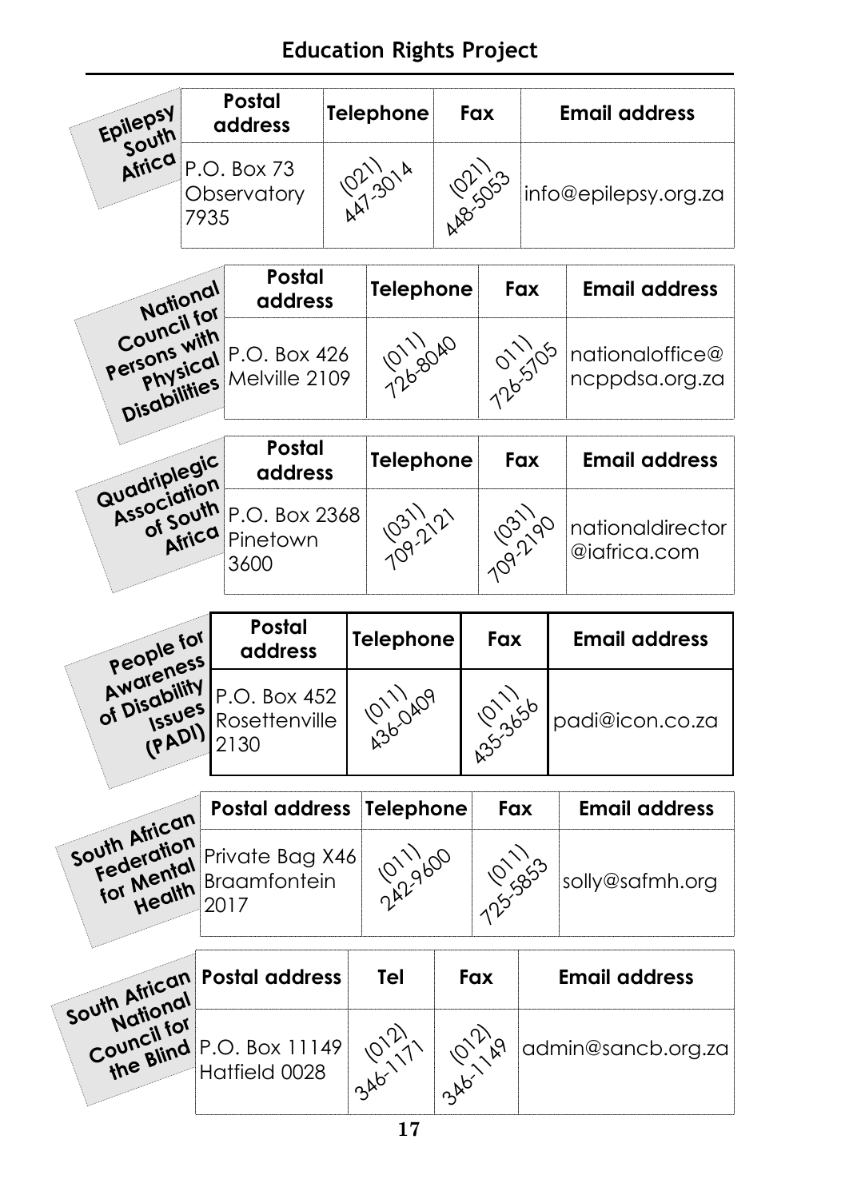| Organisation | Postal address | Telephone | Fax | Email address |
|---|---|---|---|---|
| Epilepsy South Africa | P.O. Box 73 Observatory 7935 | (021) 447-3014 | (021) 448-5053 | info@epilepsy.org.za |
| National Council for Persons with Physical Disabilities | P.O. Box 426 Melville 2109 | (011) 726-8040 | 011) 726-5705 | nationaloffice@ ncppdsa.org.za |
| Quadriplegic Association of South Africa | P.O. Box 2368 Pinetown 3600 | (031) 709-2121 | (031) 709-2190 | nationaldirector @iafrica.com |
| People for Awareness of Disability Issues (PADI) | P.O. Box 452 Rosettenville 2130 | (011) 436-0409 | (011) 435-3656 | padi@icon.co.za |
| South African Federation for Mental Health | Private Bag X46 Braamfontein 2017 | (011) 242-9600 | (011) 725-5853 | solly@safmh.org |
| South African National Council for the Blind | P.O. Box 11149 Hatfield 0028 | (012) 346-1171 | (012) 346-1149 | admin@sancb.org.za |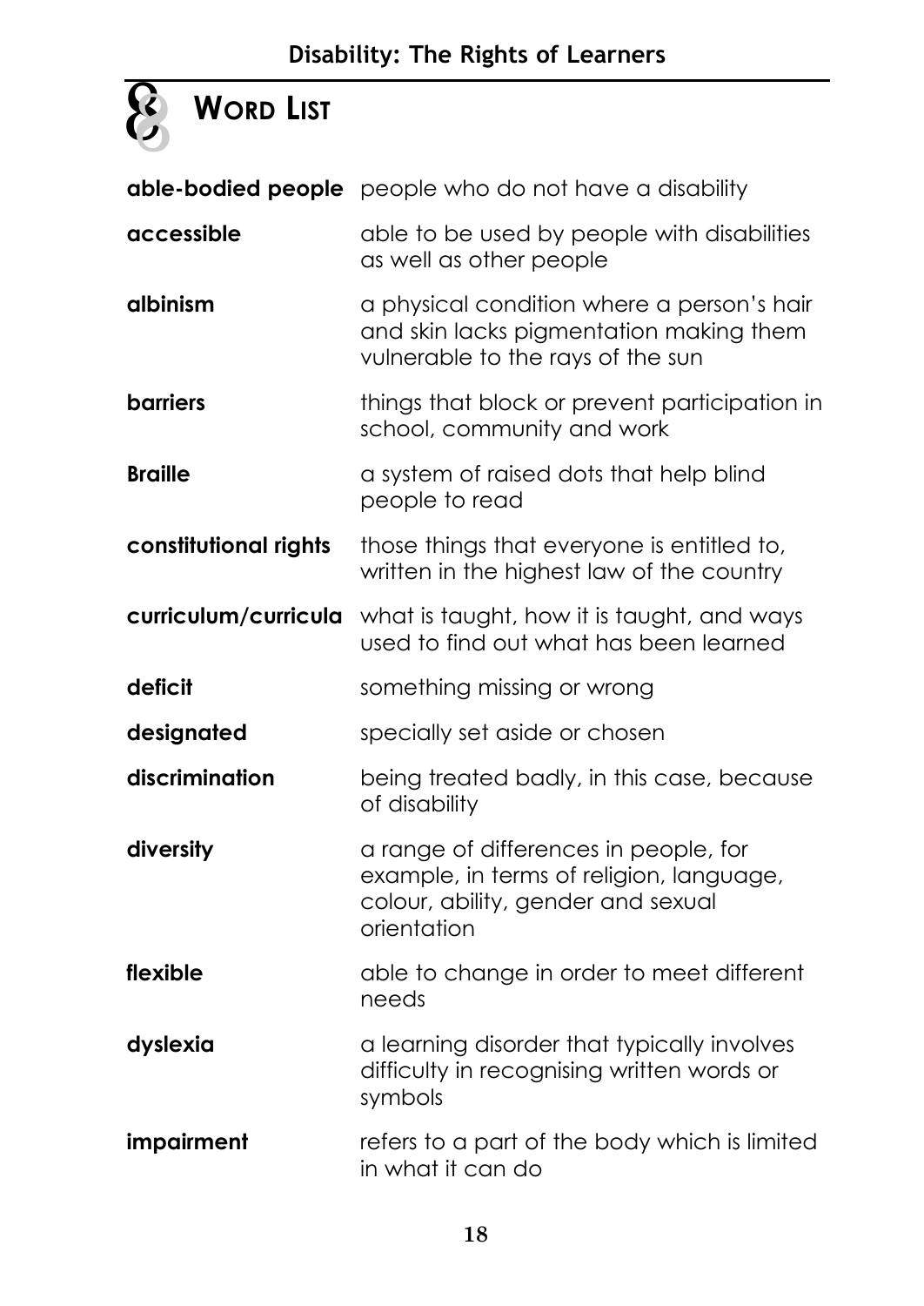## 8 Word List

| | |
|---|---|
| **able-bodied people** | people who do not have a disability |
| **accessible** | able to be used by people with disabilities as well as other people |
| **albinism** | a physical condition where a person's hair and skin lacks pigmentation making them vulnerable to the rays of the sun |
| **barriers** | things that block or prevent participation in school, community and work |
| **Braille** | a system of raised dots that help blind people to read |
| **constitutional rights** | those things that everyone is entitled to, written in the highest law of the country |
| **curriculum/curricula** | what is taught, how it is taught, and ways used to find out what has been learned |
| **deficit** | something missing or wrong |
| **designated** | specially set aside or chosen |
| **discrimination** | being treated badly, in this case, because of disability |
| **diversity** | a range of differences in people, for example, in terms of religion, language, colour, ability, gender and sexual orientation |
| **flexible** | able to change in order to meet different needs |
| **dyslexia** | a learning disorder that typically involves difficulty in recognising written words or symbols |
| **impairment** | refers to a part of the body which is limited in what it can do |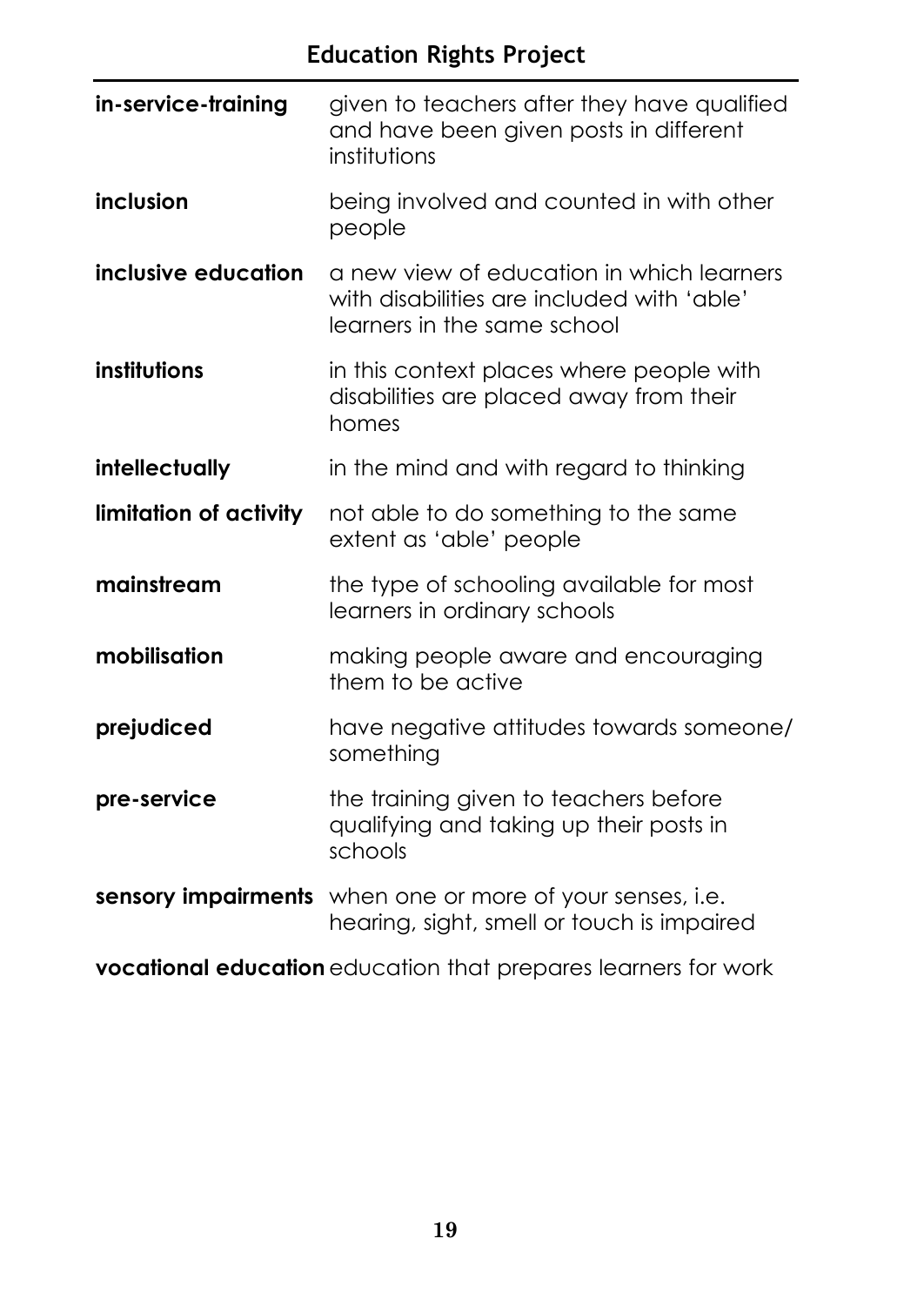| | |
|---|---|
| **in-service-training** | given to teachers after they have qualified and have been given posts in different institutions |
| **inclusion** | being involved and counted in with other people |
| **inclusive education** | a new view of education in which learners with disabilities are included with 'able' learners in the same school |
| **institutions** | in this context places where people with disabilities are placed away from their homes |
| **intellectually** | in the mind and with regard to thinking |
| **limitation of activity** | not able to do something to the same extent as 'able' people |
| **mainstream** | the type of schooling available for most learners in ordinary schools |
| **mobilisation** | making people aware and encouraging them to be active |
| **prejudiced** | have negative attitudes towards someone/ something |
| **pre-service** | the training given to teachers before qualifying and taking up their posts in schools |
| **sensory impairments** | when one or more of your senses, i.e. hearing, sight, smell or touch is impaired |
| **vocational education** | education that prepares learners for work |